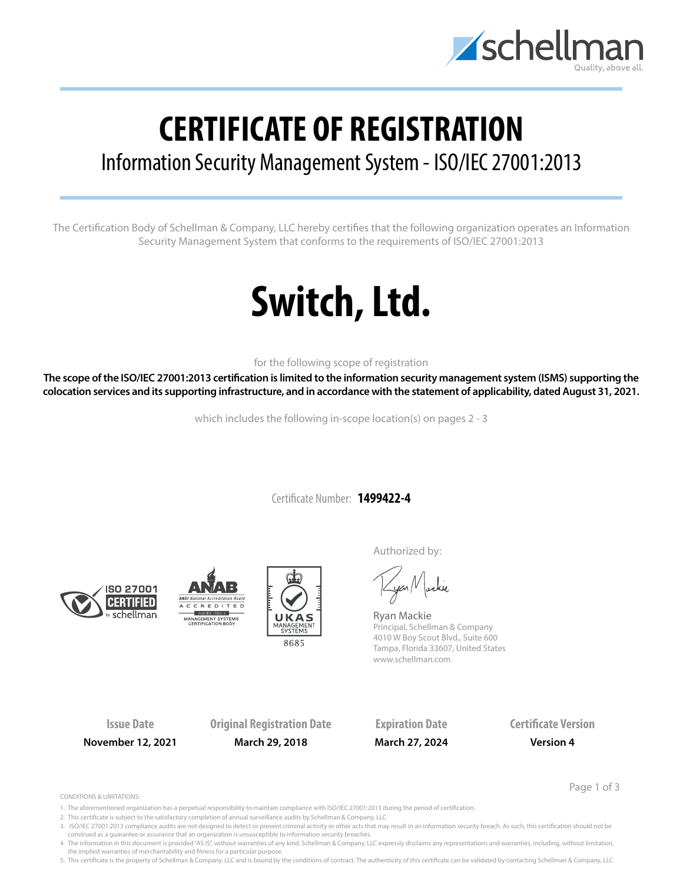# CERTIFICATE OF REGISTRATION

## Information Security Management System - ISO/IEC 27001:2013

The Certification Body of Schellman & Company, LLC hereby certifies that the following organization operates an Information Security Management System that conforms to the requirements of ISO/IEC 27001:2013

# Switch, Ltd.

for the following scope of registration

**The scope of the ISO/IEC 27001:2013 certification is limited to the information security management system (ISMS) supporting the colocation services and its supporting infrastructure, and in accordance with the statement of applicability, dated August 31, 2021.**

which includes the following in-scope location(s) on pages 2 - 3

Certificate Number: **1499422-4**

Authorized by:

Ryan Mackie
Principal, Schellman & Company
4010 W Boy Scout Blvd., Suite 600
Tampa, Florida 33607, United States
www.schellman.com

| Issue Date | Original Registration Date | Expiration Date | Certificate Version |
|---|---|---|---|
| **November 12, 2021** | **March 29, 2018** | **March 27, 2024** | **Version 4** |

CONDITIONS & LIMITATIONS:

1. The aforementioned organization has a perpetual responsibility to maintain compliance with ISO/IEC 27001:2013 during the period of certification.
2. This certificate is subject to the satisfactory completion of annual surveillance audits by Schellman & Company, LLC
3. ISO/IEC 27001:2013 compliance audits are not designed to detect or prevent criminal activity or other acts that may result in an information security breach. As such, this certification should not be construed as a guarantee or assurance that an organization is unsusceptible to information security breaches.
4. The information in this document is provided "AS IS", without warranties of any kind. Schellman & Company, LLC expressly disclaims any representations and warranties, including, without limitation, the implied warranties of merchantability and fitness for a particular purpose.
5. This certificate is the property of Schellman & Company, LLC and is bound by the conditions of contract. The authenticity of this certificate can be validated by contacting Schellman & Company, LLC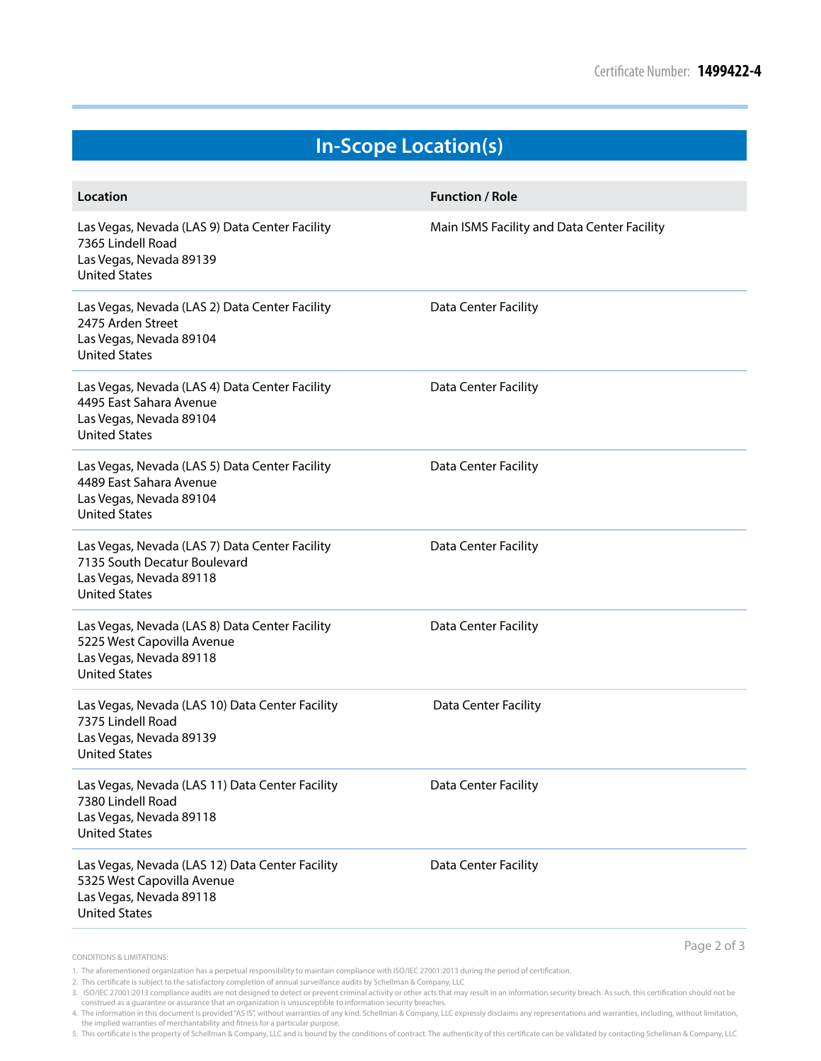Certificate Number: **1499422-4**

## In-Scope Location(s)

| Location | Function / Role |
|---|---|
| Las Vegas, Nevada (LAS 9) Data Center Facility<br>7365 Lindell Road<br>Las Vegas, Nevada 89139<br>United States | Main ISMS Facility and Data Center Facility |
| Las Vegas, Nevada (LAS 2) Data Center Facility<br>2475 Arden Street<br>Las Vegas, Nevada 89104<br>United States | Data Center Facility |
| Las Vegas, Nevada (LAS 4) Data Center Facility<br>4495 East Sahara Avenue<br>Las Vegas, Nevada 89104<br>United States | Data Center Facility |
| Las Vegas, Nevada (LAS 5) Data Center Facility<br>4489 East Sahara Avenue<br>Las Vegas, Nevada 89104<br>United States | Data Center Facility |
| Las Vegas, Nevada (LAS 7) Data Center Facility<br>7135 South Decatur Boulevard<br>Las Vegas, Nevada 89118<br>United States | Data Center Facility |
| Las Vegas, Nevada (LAS 8) Data Center Facility<br>5225 West Capovilla Avenue<br>Las Vegas, Nevada 89118<br>United States | Data Center Facility |
| Las Vegas, Nevada (LAS 10) Data Center Facility<br>7375 Lindell Road<br>Las Vegas, Nevada 89139<br>United States | Data Center Facility |
| Las Vegas, Nevada (LAS 11) Data Center Facility<br>7380 Lindell Road<br>Las Vegas, Nevada 89118<br>United States | Data Center Facility |
| Las Vegas, Nevada (LAS 12) Data Center Facility<br>5325 West Capovilla Avenue<br>Las Vegas, Nevada 89118<br>United States | Data Center Facility |

CONDITIONS & LIMITATIONS:

1. The aforementioned organization has a perpetual responsibility to maintain compliance with ISO/IEC 27001:2013 during the period of certification.
2. This certificate is subject to the satisfactory completion of annual surveillance audits by Schellman & Company, LLC
3. ISO/IEC 27001:2013 compliance audits are not designed to detect or prevent criminal activity or other acts that may result in an information security breach. As such, this certification should not be construed as a guarantee or assurance that an organization is unsusceptible to information security breaches.
4. The information in this document is provided "AS IS", without warranties of any kind. Schellman & Company, LLC expressly disclaims any representations and warranties, including, without limitation, the implied warranties of merchantability and fitness for a particular purpose.
5. This certificate is the property of Schellman & Company, LLC and is bound by the conditions of contract. The authenticity of this certificate can be validated by contacting Schellman & Company, LLC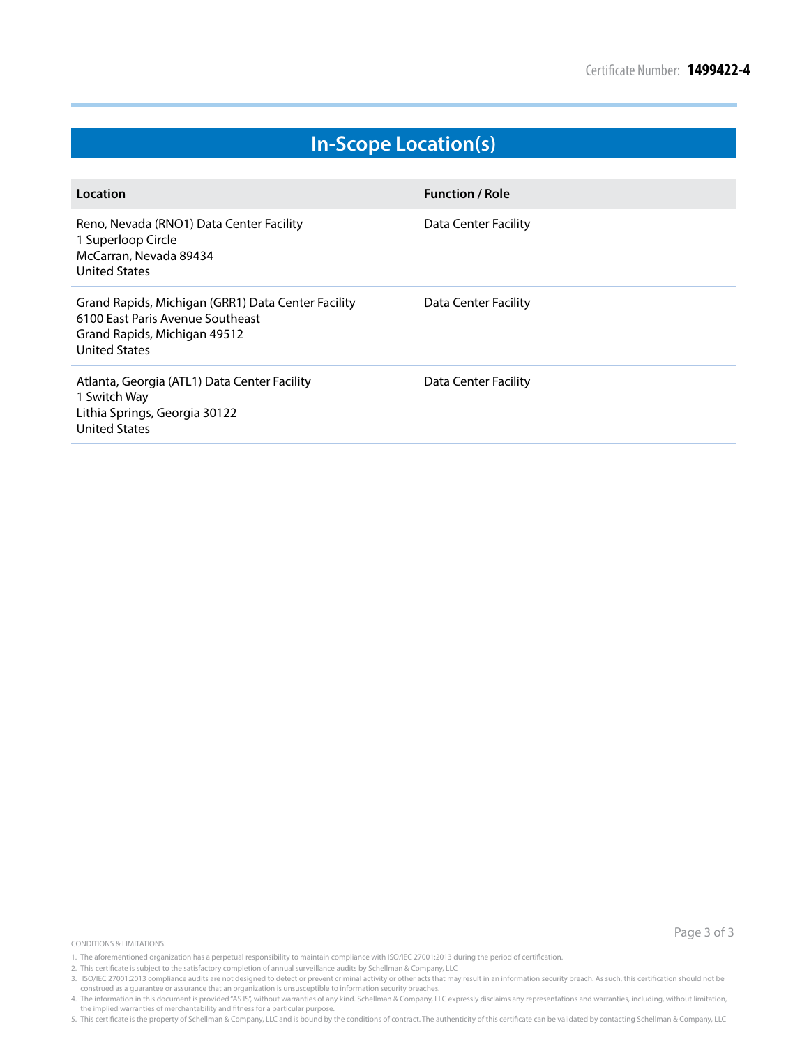Certificate Number: **1499422-4**

# In-Scope Location(s)

| Location | Function / Role |
|---|---|
| Reno, Nevada (RNO1) Data Center Facility<br>1 Superloop Circle<br>McCarran, Nevada 89434<br>United States | Data Center Facility |
| Grand Rapids, Michigan (GRR1) Data Center Facility<br>6100 East Paris Avenue Southeast<br>Grand Rapids, Michigan 49512<br>United States | Data Center Facility |
| Atlanta, Georgia (ATL1) Data Center Facility<br>1 Switch Way<br>Lithia Springs, Georgia 30122<br>United States | Data Center Facility |

CONDITIONS & LIMITATIONS:

1. The aforementioned organization has a perpetual responsibility to maintain compliance with ISO/IEC 27001:2013 during the period of certification.
2. This certificate is subject to the satisfactory completion of annual surveillance audits by Schellman & Company, LLC
3. ISO/IEC 27001:2013 compliance audits are not designed to detect or prevent criminal activity or other acts that may result in an information security breach. As such, this certification should not be construed as a guarantee or assurance that an organization is unsusceptible to information security breaches.
4. The information in this document is provided "AS IS", without warranties of any kind. Schellman & Company, LLC expressly disclaims any representations and warranties, including, without limitation, the implied warranties of merchantability and fitness for a particular purpose.
5. This certificate is the property of Schellman & Company, LLC and is bound by the conditions of contract. The authenticity of this certificate can be validated by contacting Schellman & Company, LLC